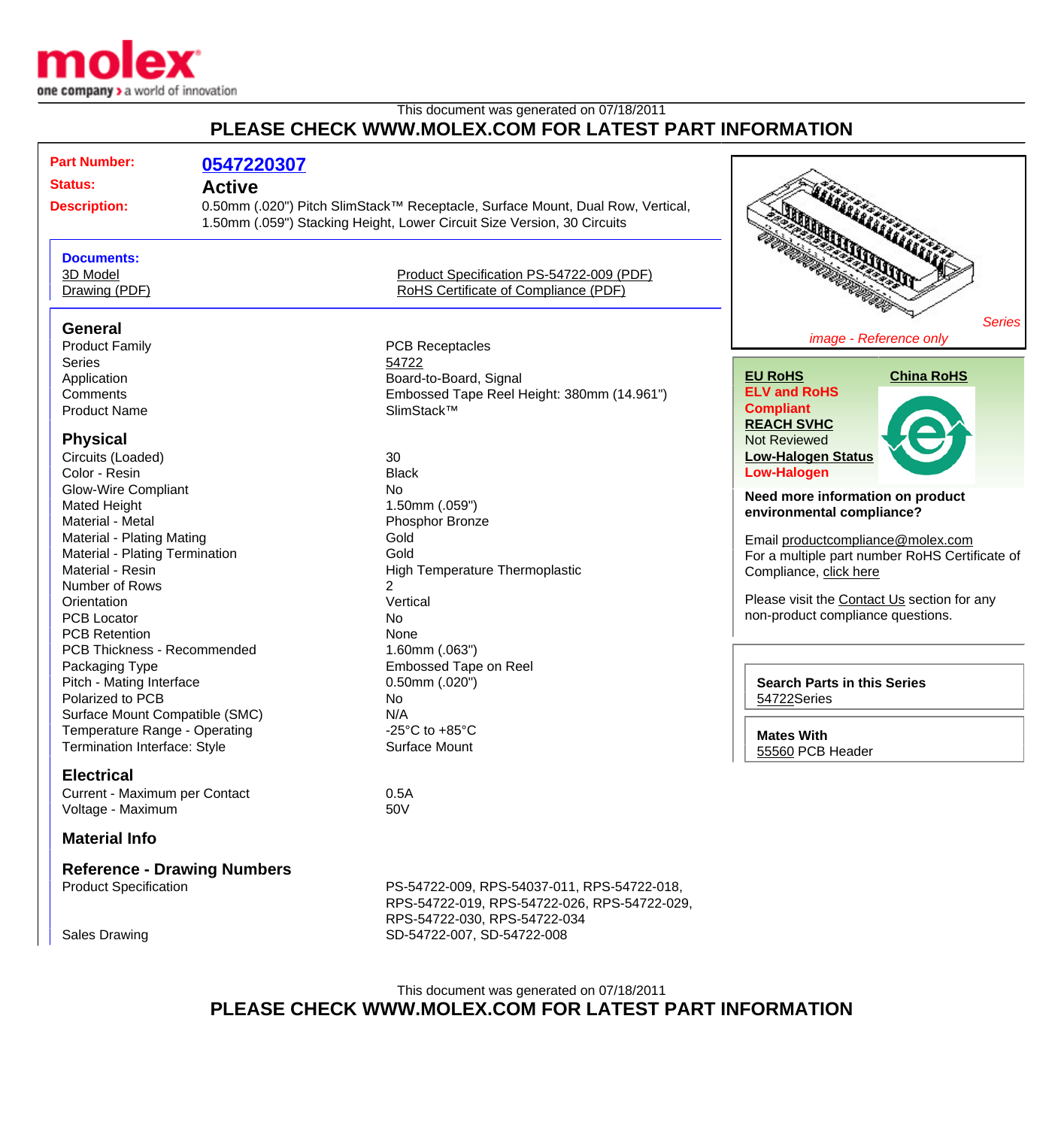This document was generated on 07/18/2011

**PLEASE CHECK WWW.MOLEX.COM FOR LATEST PART INFORMATION**

| | |
|---|---|
| **Part Number:** | **0547220307** |
| **Status:** | **Active** |
| **Description:** | 0.50mm (.020") Pitch SlimStack™ Receptacle, Surface Mount, Dual Row, Vertical, 1.50mm (.059") Stacking Height, Lower Circuit Size Version, 30 Circuits |

**Documents:**

- 3D Model
- Drawing (PDF)
- Product Specification PS-54722-009 (PDF)
- RoHS Certificate of Compliance (PDF)

*Series*

*image - Reference only*

## General

| | |
|---|---|
| Product Family | PCB Receptacles |
| Series | 54722 |
| Application | Board-to-Board, Signal |
| Comments | Embossed Tape Reel Height: 380mm (14.961") |
| Product Name | SlimStack™ |

## Physical

| | |
|---|---|
| Circuits (Loaded) | 30 |
| Color - Resin | Black |
| Glow-Wire Compliant | No |
| Mated Height | 1.50mm (.059") |
| Material - Metal | Phosphor Bronze |
| Material - Plating Mating | Gold |
| Material - Plating Termination | Gold |
| Material - Resin | High Temperature Thermoplastic |
| Number of Rows | 2 |
| Orientation | Vertical |
| PCB Locator | No |
| PCB Retention | None |
| PCB Thickness - Recommended | 1.60mm (.063") |
| Packaging Type | Embossed Tape on Reel |
| Pitch - Mating Interface | 0.50mm (.020") |
| Polarized to PCB | No |
| Surface Mount Compatible (SMC) | N/A |
| Temperature Range - Operating | -25°C to +85°C |
| Termination Interface: Style | Surface Mount |

## Electrical

| | |
|---|---|
| Current - Maximum per Contact | 0.5A |
| Voltage - Maximum | 50V |

## Material Info

## Reference - Drawing Numbers

| | |
|---|---|
| Product Specification | PS-54722-009, RPS-54037-011, RPS-54722-018, RPS-54722-019, RPS-54722-026, RPS-54722-029, RPS-54722-030, RPS-54722-034 |
| Sales Drawing | SD-54722-007, SD-54722-008 |

**EU RoHS**

**ELV and RoHS Compliant**

**REACH SVHC**

Not Reviewed

**Low-Halogen Status**

**Low-Halogen**

**China RoHS**

**Need more information on product environmental compliance?**

Email productcompliance@molex.com

For a multiple part number RoHS Certificate of Compliance, click here

Please visit the Contact Us section for any non-product compliance questions.

**Search Parts in this Series**

54722Series

**Mates With**

55560 PCB Header

This document was generated on 07/18/2011

**PLEASE CHECK WWW.MOLEX.COM FOR LATEST PART INFORMATION**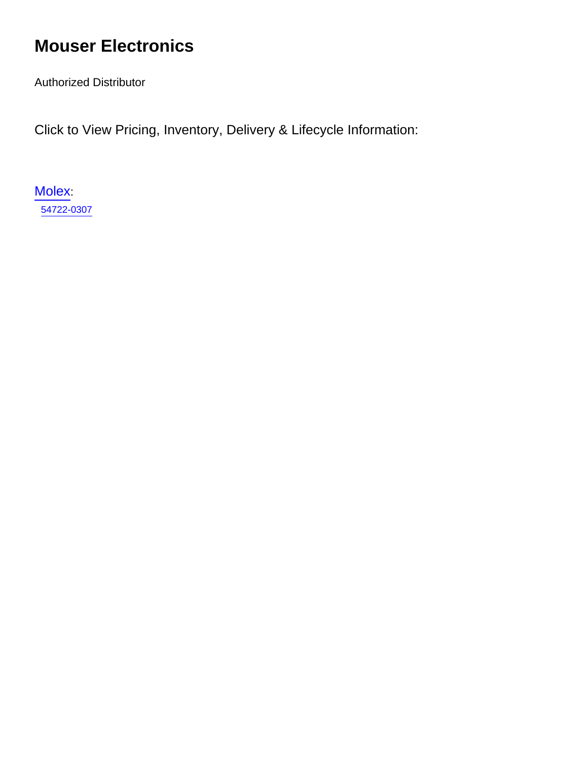# Mouser Electronics

Authorized Distributor

Click to View Pricing, Inventory, Delivery & Lifecycle Information:

Molex:

54722-0307